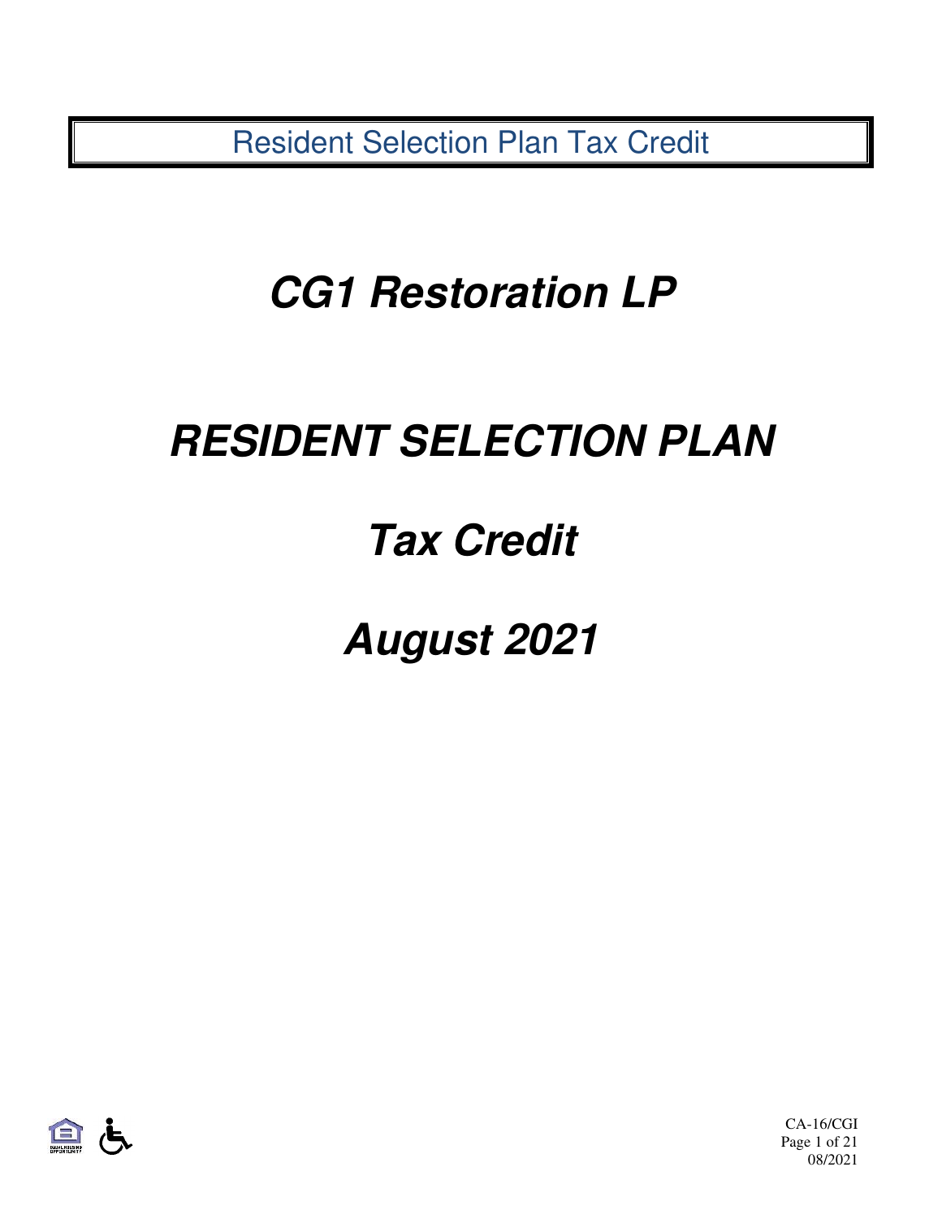Resident Selection Plan Tax Credit

# *CG1 Restoration LP*

# *RESIDENT SELECTION PLAN*

# *Tax Credit*

# *August 2021*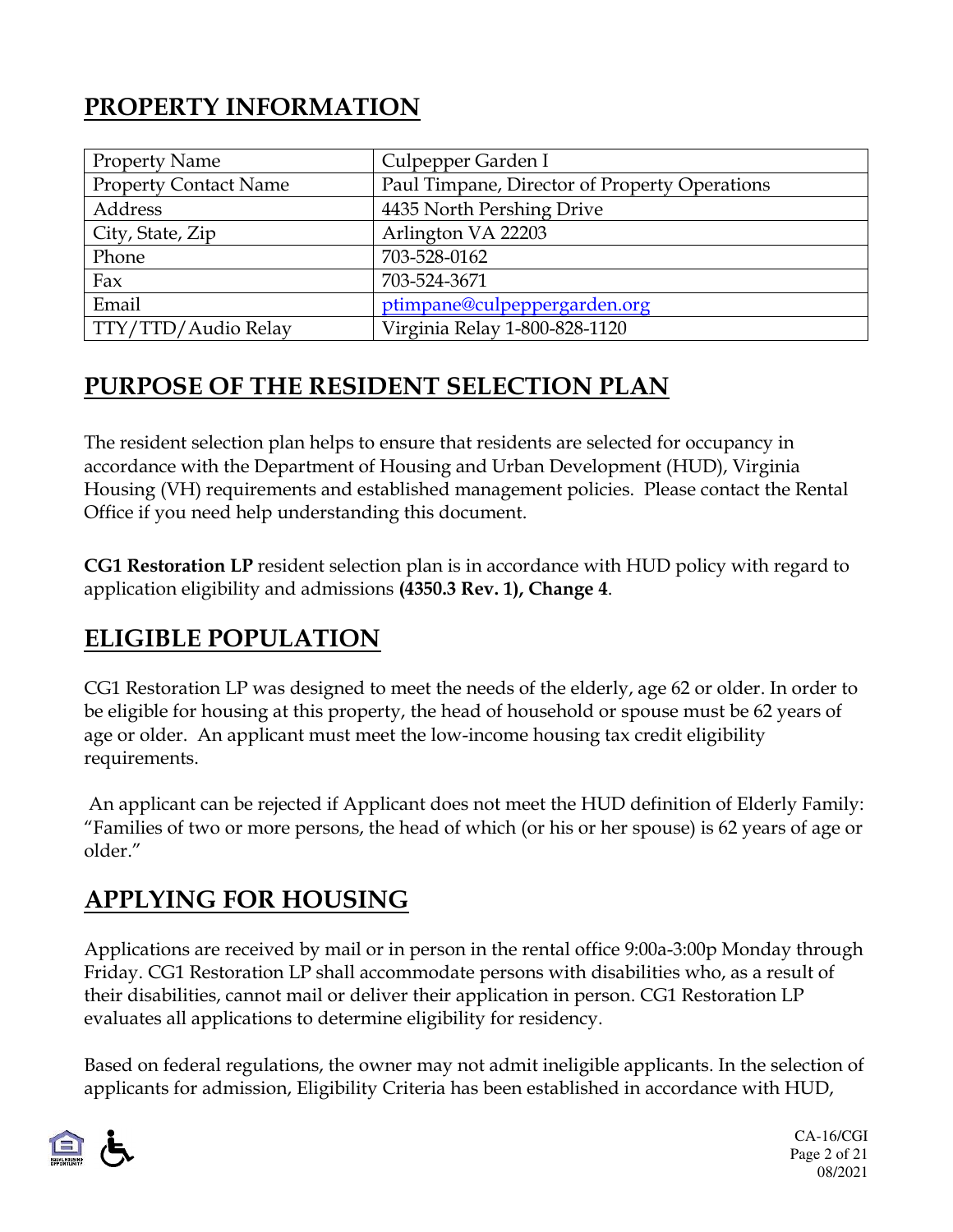## PROPERTY INFORMATION

| | |
|---|---|
| Property Name | Culpepper Garden I |
| Property Contact Name | Paul Timpane, Director of Property Operations |
| Address | 4435 North Pershing Drive |
| City, State, Zip | Arlington VA 22203 |
| Phone | 703-528-0162 |
| Fax | 703-524-3671 |
| Email | ptimpane@culpeppergarden.org |
| TTY/TTD/Audio Relay | Virginia Relay 1-800-828-1120 |

## PURPOSE OF THE RESIDENT SELECTION PLAN

The resident selection plan helps to ensure that residents are selected for occupancy in accordance with the Department of Housing and Urban Development (HUD), Virginia Housing (VH) requirements and established management policies. Please contact the Rental Office if you need help understanding this document.

**CG1 Restoration LP** resident selection plan is in accordance with HUD policy with regard to application eligibility and admissions **(4350.3 Rev. 1), Change 4**.

## ELIGIBLE POPULATION

CG1 Restoration LP was designed to meet the needs of the elderly, age 62 or older. In order to be eligible for housing at this property, the head of household or spouse must be 62 years of age or older. An applicant must meet the low-income housing tax credit eligibility requirements.

An applicant can be rejected if Applicant does not meet the HUD definition of Elderly Family: "Families of two or more persons, the head of which (or his or her spouse) is 62 years of age or older."

## APPLYING FOR HOUSING

Applications are received by mail or in person in the rental office 9:00a-3:00p Monday through Friday. CG1 Restoration LP shall accommodate persons with disabilities who, as a result of their disabilities, cannot mail or deliver their application in person. CG1 Restoration LP evaluates all applications to determine eligibility for residency.

Based on federal regulations, the owner may not admit ineligible applicants. In the selection of applicants for admission, Eligibility Criteria has been established in accordance with HUD,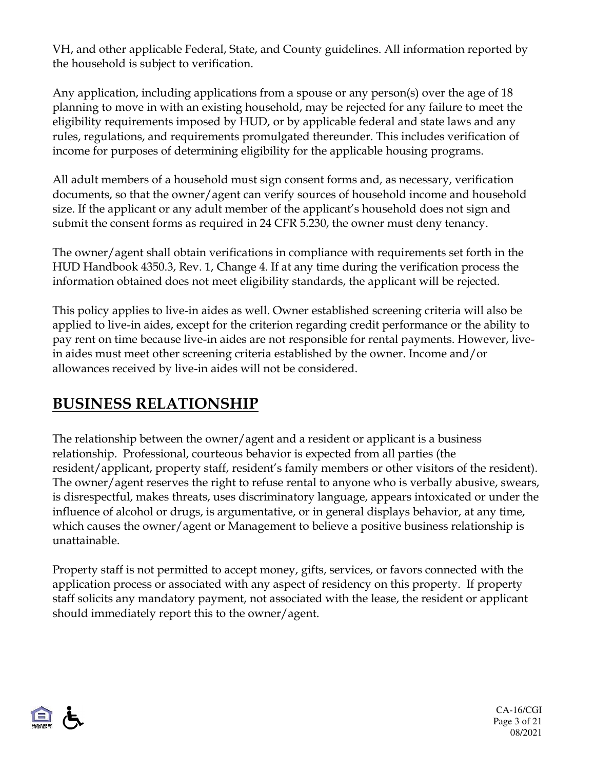VH, and other applicable Federal, State, and County guidelines. All information reported by the household is subject to verification.

Any application, including applications from a spouse or any person(s) over the age of 18 planning to move in with an existing household, may be rejected for any failure to meet the eligibility requirements imposed by HUD, or by applicable federal and state laws and any rules, regulations, and requirements promulgated thereunder. This includes verification of income for purposes of determining eligibility for the applicable housing programs.

All adult members of a household must sign consent forms and, as necessary, verification documents, so that the owner/agent can verify sources of household income and household size. If the applicant or any adult member of the applicant's household does not sign and submit the consent forms as required in 24 CFR 5.230, the owner must deny tenancy.

The owner/agent shall obtain verifications in compliance with requirements set forth in the HUD Handbook 4350.3, Rev. 1, Change 4. If at any time during the verification process the information obtained does not meet eligibility standards, the applicant will be rejected.

This policy applies to live-in aides as well. Owner established screening criteria will also be applied to live-in aides, except for the criterion regarding credit performance or the ability to pay rent on time because live-in aides are not responsible for rental payments. However, live-in aides must meet other screening criteria established by the owner. Income and/or allowances received by live-in aides will not be considered.

## BUSINESS RELATIONSHIP

The relationship between the owner/agent and a resident or applicant is a business relationship. Professional, courteous behavior is expected from all parties (the resident/applicant, property staff, resident's family members or other visitors of the resident). The owner/agent reserves the right to refuse rental to anyone who is verbally abusive, swears, is disrespectful, makes threats, uses discriminatory language, appears intoxicated or under the influence of alcohol or drugs, is argumentative, or in general displays behavior, at any time, which causes the owner/agent or Management to believe a positive business relationship is unattainable.

Property staff is not permitted to accept money, gifts, services, or favors connected with the application process or associated with any aspect of residency on this property. If property staff solicits any mandatory payment, not associated with the lease, the resident or applicant should immediately report this to the owner/agent.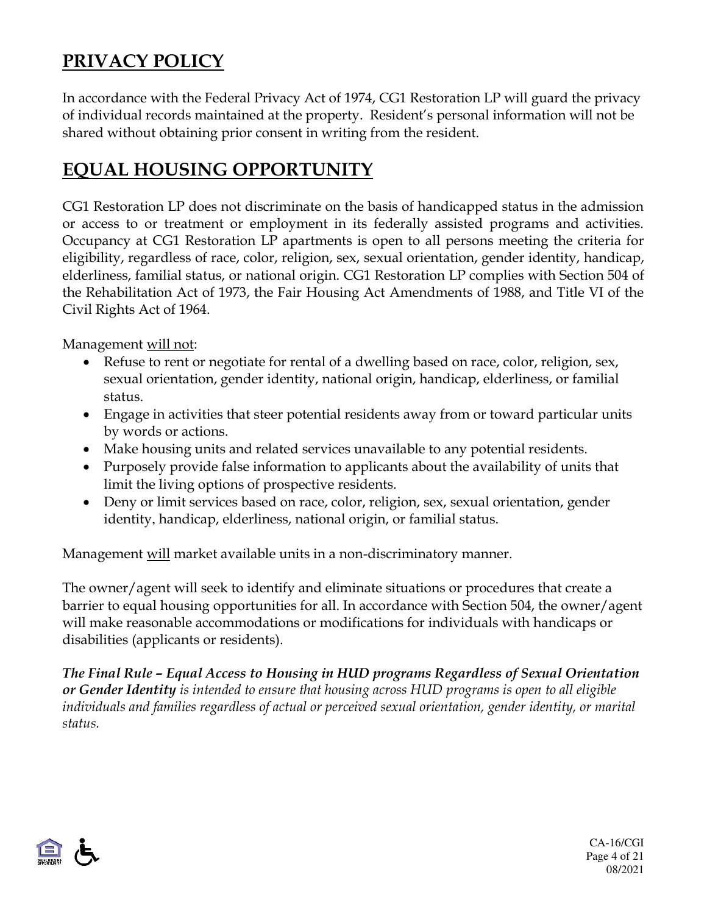## **PRIVACY POLICY**

In accordance with the Federal Privacy Act of 1974, CG1 Restoration LP will guard the privacy of individual records maintained at the property. Resident's personal information will not be shared without obtaining prior consent in writing from the resident.

## **EQUAL HOUSING OPPORTUNITY**

CG1 Restoration LP does not discriminate on the basis of handicapped status in the admission or access to or treatment or employment in its federally assisted programs and activities. Occupancy at CG1 Restoration LP apartments is open to all persons meeting the criteria for eligibility, regardless of race, color, religion, sex, sexual orientation, gender identity, handicap, elderliness, familial status, or national origin. CG1 Restoration LP complies with Section 504 of the Rehabilitation Act of 1973, the Fair Housing Act Amendments of 1988, and Title VI of the Civil Rights Act of 1964.

Management <u>will not</u>:

- Refuse to rent or negotiate for rental of a dwelling based on race, color, religion, sex, sexual orientation, gender identity, national origin, handicap, elderliness, or familial status.
- Engage in activities that steer potential residents away from or toward particular units by words or actions.
- Make housing units and related services unavailable to any potential residents.
- Purposely provide false information to applicants about the availability of units that limit the living options of prospective residents.
- Deny or limit services based on race, color, religion, sex, sexual orientation, gender identity, handicap, elderliness, national origin, or familial status.

Management <u>will</u> market available units in a non-discriminatory manner.

The owner/agent will seek to identify and eliminate situations or procedures that create a barrier to equal housing opportunities for all. In accordance with Section 504, the owner/agent will make reasonable accommodations or modifications for individuals with handicaps or disabilities (applicants or residents).

***The Final Rule – Equal Access to Housing in HUD programs Regardless of Sexual Orientation or Gender Identity*** *is intended to ensure that housing across HUD programs is open to all eligible individuals and families regardless of actual or perceived sexual orientation, gender identity, or marital status.*

CA-16/CGI
08/2021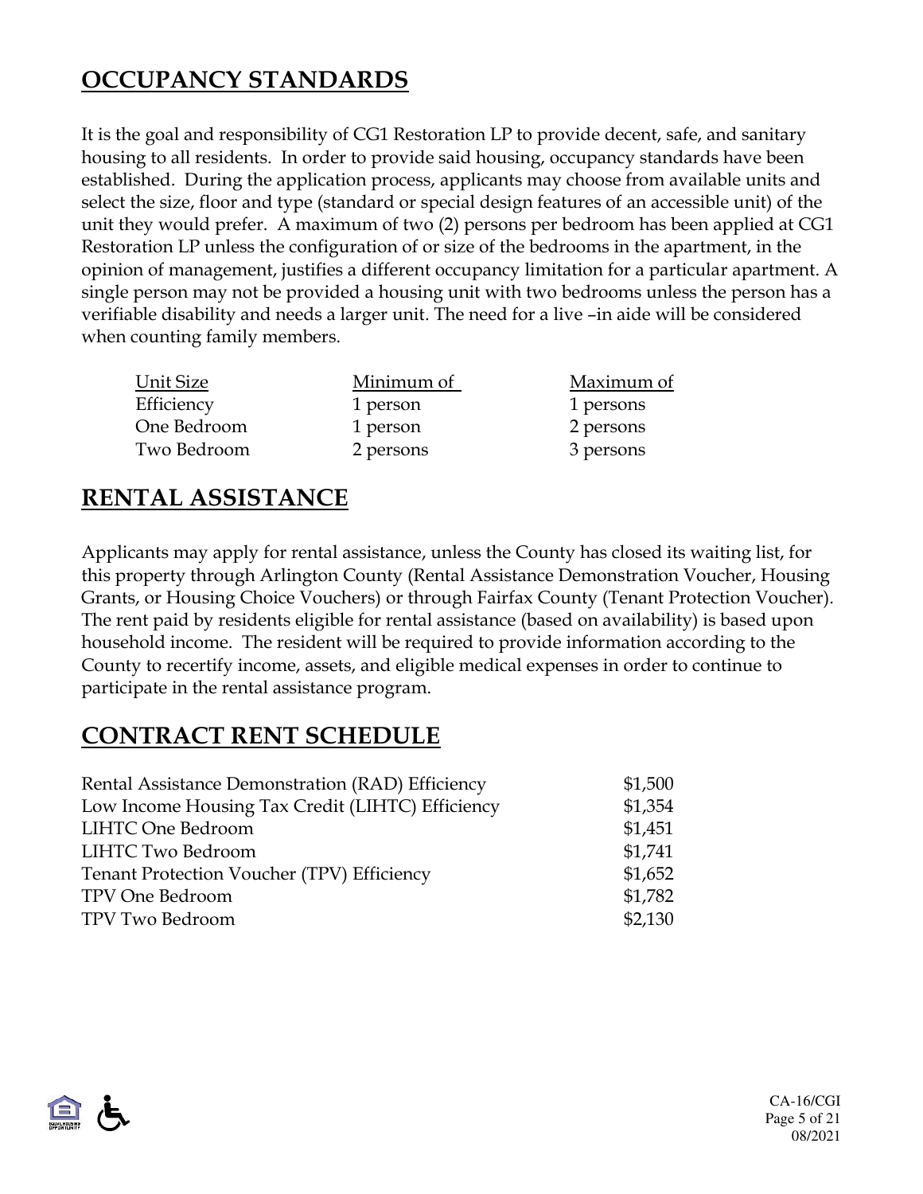## OCCUPANCY STANDARDS

It is the goal and responsibility of CG1 Restoration LP to provide decent, safe, and sanitary housing to all residents. In order to provide said housing, occupancy standards have been established. During the application process, applicants may choose from available units and select the size, floor and type (standard or special design features of an accessible unit) of the unit they would prefer. A maximum of two (2) persons per bedroom has been applied at CG1 Restoration LP unless the configuration of or size of the bedrooms in the apartment, in the opinion of management, justifies a different occupancy limitation for a particular apartment. A single person may not be provided a housing unit with two bedrooms unless the person has a verifiable disability and needs a larger unit. The need for a live –in aide will be considered when counting family members.

| Unit Size | Minimum of | Maximum of |
|---|---|---|
| Efficiency | 1 person | 1 persons |
| One Bedroom | 1 person | 2 persons |
| Two Bedroom | 2 persons | 3 persons |

## RENTAL ASSISTANCE

Applicants may apply for rental assistance, unless the County has closed its waiting list, for this property through Arlington County (Rental Assistance Demonstration Voucher, Housing Grants, or Housing Choice Vouchers) or through Fairfax County (Tenant Protection Voucher). The rent paid by residents eligible for rental assistance (based on availability) is based upon household income. The resident will be required to provide information according to the County to recertify income, assets, and eligible medical expenses in order to continue to participate in the rental assistance program.

## CONTRACT RENT SCHEDULE

| | |
|---|---|
| Rental Assistance Demonstration (RAD) Efficiency | $1,500 |
| Low Income Housing Tax Credit (LIHTC) Efficiency | $1,354 |
| LIHTC One Bedroom | $1,451 |
| LIHTC Two Bedroom | $1,741 |
| Tenant Protection Voucher (TPV) Efficiency | $1,652 |
| TPV One Bedroom | $1,782 |
| TPV Two Bedroom | $2,130 |

CA-16/CGI
08/2021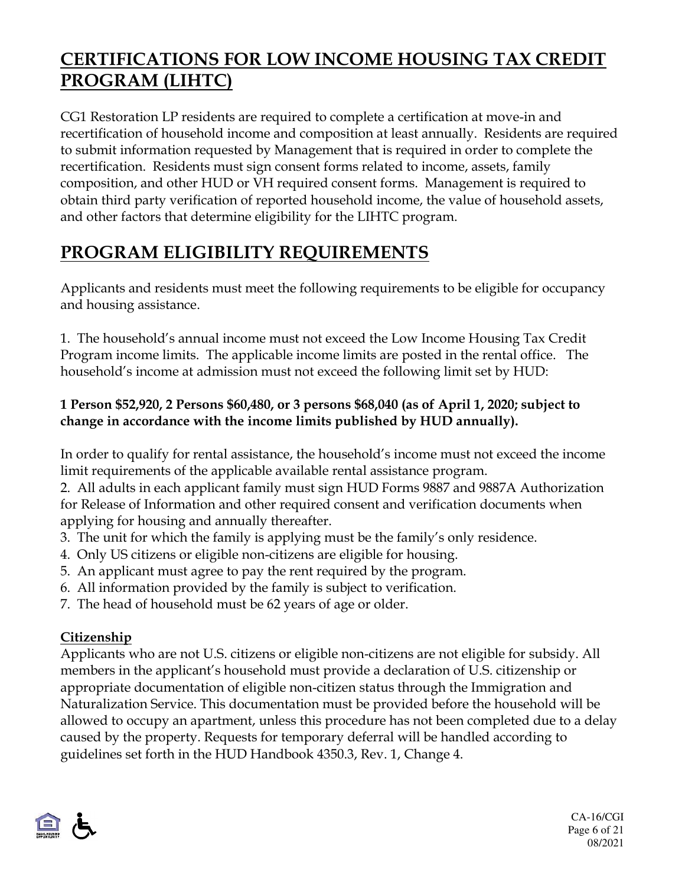## CERTIFICATIONS FOR LOW INCOME HOUSING TAX CREDIT PROGRAM (LIHTC)

CG1 Restoration LP residents are required to complete a certification at move-in and recertification of household income and composition at least annually. Residents are required to submit information requested by Management that is required in order to complete the recertification. Residents must sign consent forms related to income, assets, family composition, and other HUD or VH required consent forms. Management is required to obtain third party verification of reported household income, the value of household assets, and other factors that determine eligibility for the LIHTC program.

## PROGRAM ELIGIBILITY REQUIREMENTS

Applicants and residents must meet the following requirements to be eligible for occupancy and housing assistance.

1. The household's annual income must not exceed the Low Income Housing Tax Credit Program income limits. The applicable income limits are posted in the rental office. The household's income at admission must not exceed the following limit set by HUD:

**1 Person $52,920, 2 Persons $60,480, or 3 persons $68,040 (as of April 1, 2020; subject to change in accordance with the income limits published by HUD annually).**

In order to qualify for rental assistance, the household's income must not exceed the income limit requirements of the applicable available rental assistance program.

2. All adults in each applicant family must sign HUD Forms 9887 and 9887A Authorization for Release of Information and other required consent and verification documents when applying for housing and annually thereafter.
3. The unit for which the family is applying must be the family's only residence.
4. Only US citizens or eligible non-citizens are eligible for housing.
5. An applicant must agree to pay the rent required by the program.
6. All information provided by the family is subject to verification.
7. The head of household must be 62 years of age or older.

### Citizenship

Applicants who are not U.S. citizens or eligible non-citizens are not eligible for subsidy. All members in the applicant's household must provide a declaration of U.S. citizenship or appropriate documentation of eligible non-citizen status through the Immigration and Naturalization Service. This documentation must be provided before the household will be allowed to occupy an apartment, unless this procedure has not been completed due to a delay caused by the property. Requests for temporary deferral will be handled according to guidelines set forth in the HUD Handbook 4350.3, Rev. 1, Change 4.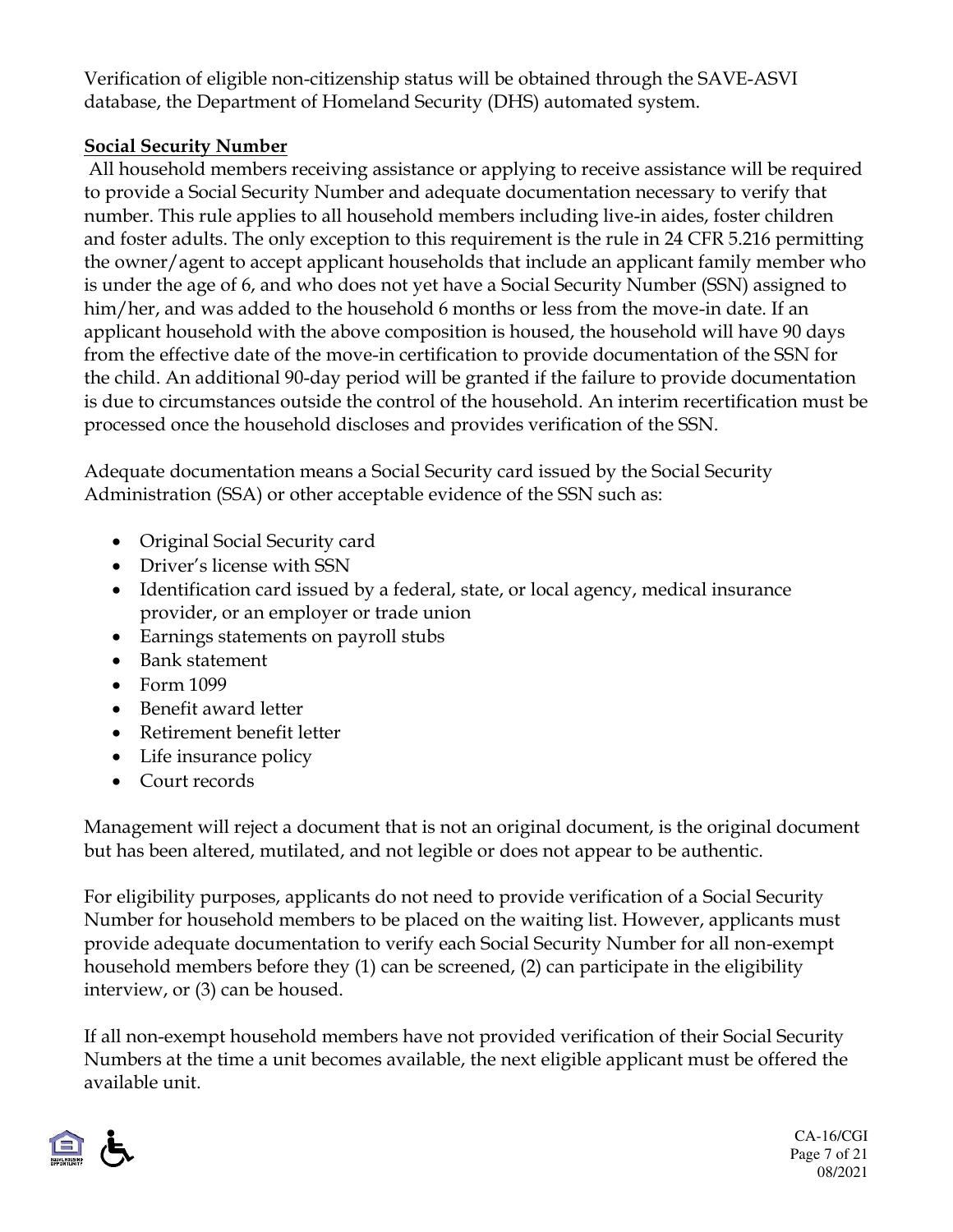Verification of eligible non-citizenship status will be obtained through the SAVE-ASVI database, the Department of Homeland Security (DHS) automated system.

**Social Security Number**

All household members receiving assistance or applying to receive assistance will be required to provide a Social Security Number and adequate documentation necessary to verify that number. This rule applies to all household members including live-in aides, foster children and foster adults. The only exception to this requirement is the rule in 24 CFR 5.216 permitting the owner/agent to accept applicant households that include an applicant family member who is under the age of 6, and who does not yet have a Social Security Number (SSN) assigned to him/her, and was added to the household 6 months or less from the move-in date. If an applicant household with the above composition is housed, the household will have 90 days from the effective date of the move-in certification to provide documentation of the SSN for the child. An additional 90-day period will be granted if the failure to provide documentation is due to circumstances outside the control of the household. An interim recertification must be processed once the household discloses and provides verification of the SSN.

Adequate documentation means a Social Security card issued by the Social Security Administration (SSA) or other acceptable evidence of the SSN such as:

- Original Social Security card
- Driver's license with SSN
- Identification card issued by a federal, state, or local agency, medical insurance provider, or an employer or trade union
- Earnings statements on payroll stubs
- Bank statement
- Form 1099
- Benefit award letter
- Retirement benefit letter
- Life insurance policy
- Court records

Management will reject a document that is not an original document, is the original document but has been altered, mutilated, and not legible or does not appear to be authentic.

For eligibility purposes, applicants do not need to provide verification of a Social Security Number for household members to be placed on the waiting list. However, applicants must provide adequate documentation to verify each Social Security Number for all non-exempt household members before they (1) can be screened, (2) can participate in the eligibility interview, or (3) can be housed.

If all non-exempt household members have not provided verification of their Social Security Numbers at the time a unit becomes available, the next eligible applicant must be offered the available unit.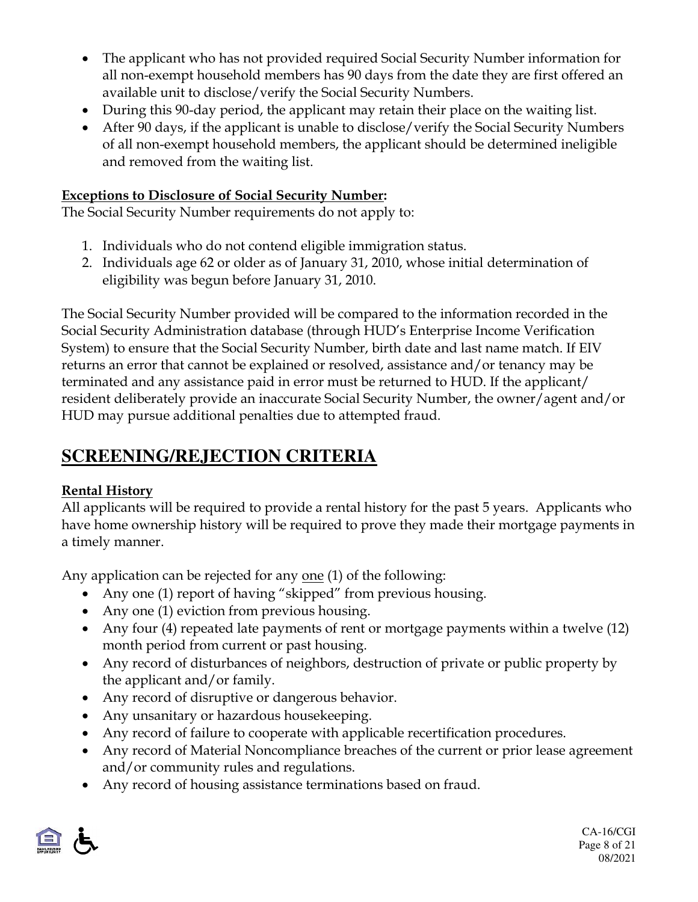- The applicant who has not provided required Social Security Number information for all non-exempt household members has 90 days from the date they are first offered an available unit to disclose/verify the Social Security Numbers.
- During this 90-day period, the applicant may retain their place on the waiting list.
- After 90 days, if the applicant is unable to disclose/verify the Social Security Numbers of all non-exempt household members, the applicant should be determined ineligible and removed from the waiting list.

**Exceptions to Disclosure of Social Security Number:**

The Social Security Number requirements do not apply to:

1. Individuals who do not contend eligible immigration status.
2. Individuals age 62 or older as of January 31, 2010, whose initial determination of eligibility was begun before January 31, 2010.

The Social Security Number provided will be compared to the information recorded in the Social Security Administration database (through HUD's Enterprise Income Verification System) to ensure that the Social Security Number, birth date and last name match. If EIV returns an error that cannot be explained or resolved, assistance and/or tenancy may be terminated and any assistance paid in error must be returned to HUD. If the applicant/ resident deliberately provide an inaccurate Social Security Number, the owner/agent and/or HUD may pursue additional penalties due to attempted fraud.

## SCREENING/REJECTION CRITERIA

**Rental History**

All applicants will be required to provide a rental history for the past 5 years. Applicants who have home ownership history will be required to prove they made their mortgage payments in a timely manner.

Any application can be rejected for any one (1) of the following:

- Any one (1) report of having "skipped" from previous housing.
- Any one (1) eviction from previous housing.
- Any four (4) repeated late payments of rent or mortgage payments within a twelve (12) month period from current or past housing.
- Any record of disturbances of neighbors, destruction of private or public property by the applicant and/or family.
- Any record of disruptive or dangerous behavior.
- Any unsanitary or hazardous housekeeping.
- Any record of failure to cooperate with applicable recertification procedures.
- Any record of Material Noncompliance breaches of the current or prior lease agreement and/or community rules and regulations.
- Any record of housing assistance terminations based on fraud.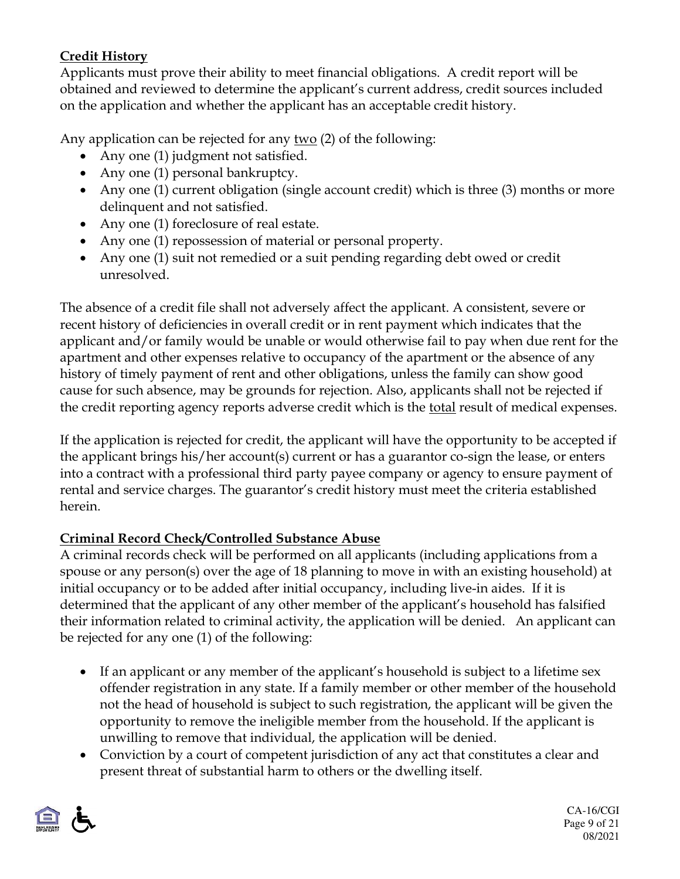**Credit History**

Applicants must prove their ability to meet financial obligations. A credit report will be obtained and reviewed to determine the applicant's current address, credit sources included on the application and whether the applicant has an acceptable credit history.

Any application can be rejected for any two (2) of the following:

- Any one (1) judgment not satisfied.
- Any one (1) personal bankruptcy.
- Any one (1) current obligation (single account credit) which is three (3) months or more delinquent and not satisfied.
- Any one (1) foreclosure of real estate.
- Any one (1) repossession of material or personal property.
- Any one (1) suit not remedied or a suit pending regarding debt owed or credit unresolved.

The absence of a credit file shall not adversely affect the applicant. A consistent, severe or recent history of deficiencies in overall credit or in rent payment which indicates that the applicant and/or family would be unable or would otherwise fail to pay when due rent for the apartment and other expenses relative to occupancy of the apartment or the absence of any history of timely payment of rent and other obligations, unless the family can show good cause for such absence, may be grounds for rejection. Also, applicants shall not be rejected if the credit reporting agency reports adverse credit which is the total result of medical expenses.

If the application is rejected for credit, the applicant will have the opportunity to be accepted if the applicant brings his/her account(s) current or has a guarantor co-sign the lease, or enters into a contract with a professional third party payee company or agency to ensure payment of rental and service charges. The guarantor's credit history must meet the criteria established herein.

**Criminal Record Check/Controlled Substance Abuse**

A criminal records check will be performed on all applicants (including applications from a spouse or any person(s) over the age of 18 planning to move in with an existing household) at initial occupancy or to be added after initial occupancy, including live-in aides. If it is determined that the applicant of any other member of the applicant's household has falsified their information related to criminal activity, the application will be denied. An applicant can be rejected for any one (1) of the following:

- If an applicant or any member of the applicant's household is subject to a lifetime sex offender registration in any state. If a family member or other member of the household not the head of household is subject to such registration, the applicant will be given the opportunity to remove the ineligible member from the household. If the applicant is unwilling to remove that individual, the application will be denied.
- Conviction by a court of competent jurisdiction of any act that constitutes a clear and present threat of substantial harm to others or the dwelling itself.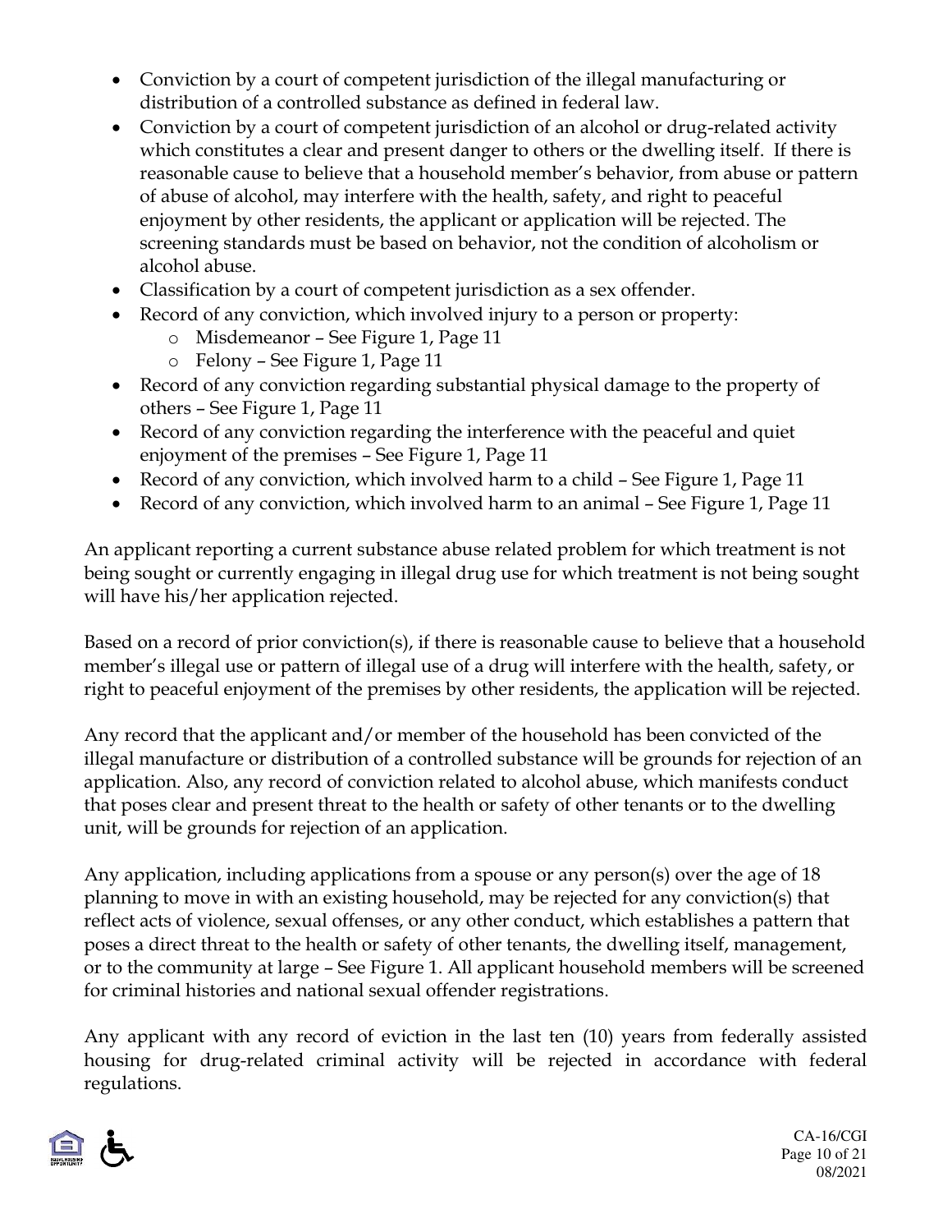- Conviction by a court of competent jurisdiction of the illegal manufacturing or distribution of a controlled substance as defined in federal law.
- Conviction by a court of competent jurisdiction of an alcohol or drug-related activity which constitutes a clear and present danger to others or the dwelling itself. If there is reasonable cause to believe that a household member's behavior, from abuse or pattern of abuse of alcohol, may interfere with the health, safety, and right to peaceful enjoyment by other residents, the applicant or application will be rejected. The screening standards must be based on behavior, not the condition of alcoholism or alcohol abuse.
- Classification by a court of competent jurisdiction as a sex offender.
- Record of any conviction, which involved injury to a person or property:
  - Misdemeanor – See Figure 1, Page 11
  - Felony – See Figure 1, Page 11
- Record of any conviction regarding substantial physical damage to the property of others – See Figure 1, Page 11
- Record of any conviction regarding the interference with the peaceful and quiet enjoyment of the premises – See Figure 1, Page 11
- Record of any conviction, which involved harm to a child – See Figure 1, Page 11
- Record of any conviction, which involved harm to an animal – See Figure 1, Page 11

An applicant reporting a current substance abuse related problem for which treatment is not being sought or currently engaging in illegal drug use for which treatment is not being sought will have his/her application rejected.

Based on a record of prior conviction(s), if there is reasonable cause to believe that a household member's illegal use or pattern of illegal use of a drug will interfere with the health, safety, or right to peaceful enjoyment of the premises by other residents, the application will be rejected.

Any record that the applicant and/or member of the household has been convicted of the illegal manufacture or distribution of a controlled substance will be grounds for rejection of an application. Also, any record of conviction related to alcohol abuse, which manifests conduct that poses clear and present threat to the health or safety of other tenants or to the dwelling unit, will be grounds for rejection of an application.

Any application, including applications from a spouse or any person(s) over the age of 18 planning to move in with an existing household, may be rejected for any conviction(s) that reflect acts of violence, sexual offenses, or any other conduct, which establishes a pattern that poses a direct threat to the health or safety of other tenants, the dwelling itself, management, or to the community at large – See Figure 1. All applicant household members will be screened for criminal histories and national sexual offender registrations.

Any applicant with any record of eviction in the last ten (10) years from federally assisted housing for drug-related criminal activity will be rejected in accordance with federal regulations.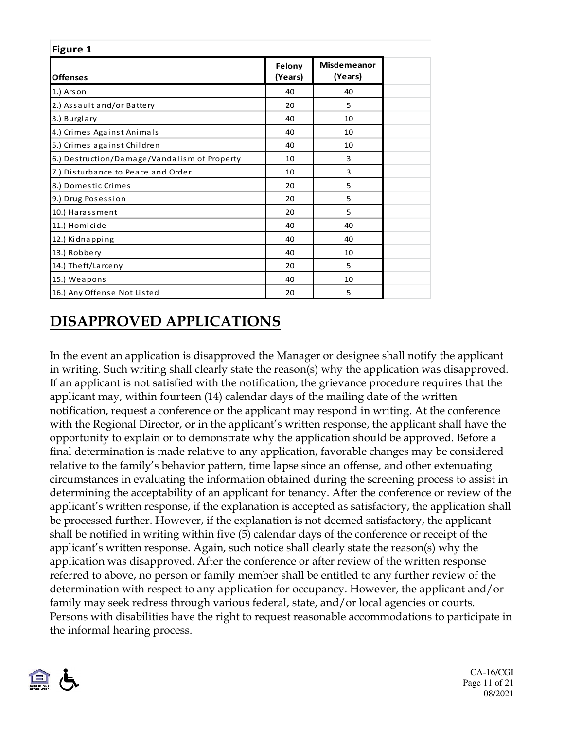**Figure 1**

| Offenses | Felony (Years) | Misdemeanor (Years) |
|---|---|---|
| 1.) Arson | 40 | 40 |
| 2.) Assault and/or Battery | 20 | 5 |
| 3.) Burglary | 40 | 10 |
| 4.) Crimes Against Animals | 40 | 10 |
| 5.) Crimes against Children | 40 | 10 |
| 6.) Destruction/Damage/Vandalism of Property | 10 | 3 |
| 7.) Disturbance to Peace and Order | 10 | 3 |
| 8.) Domestic Crimes | 20 | 5 |
| 9.) Drug Posession | 20 | 5 |
| 10.) Harassment | 20 | 5 |
| 11.) Homicide | 40 | 40 |
| 12.) Kidnapping | 40 | 40 |
| 13.) Robbery | 40 | 10 |
| 14.) Theft/Larceny | 20 | 5 |
| 15.) Weapons | 40 | 10 |
| 16.) Any Offense Not Listed | 20 | 5 |

## DISAPPROVED APPLICATIONS

In the event an application is disapproved the Manager or designee shall notify the applicant in writing. Such writing shall clearly state the reason(s) why the application was disapproved. If an applicant is not satisfied with the notification, the grievance procedure requires that the applicant may, within fourteen (14) calendar days of the mailing date of the written notification, request a conference or the applicant may respond in writing. At the conference with the Regional Director, or in the applicant's written response, the applicant shall have the opportunity to explain or to demonstrate why the application should be approved. Before a final determination is made relative to any application, favorable changes may be considered relative to the family's behavior pattern, time lapse since an offense, and other extenuating circumstances in evaluating the information obtained during the screening process to assist in determining the acceptability of an applicant for tenancy. After the conference or review of the applicant's written response, if the explanation is accepted as satisfactory, the application shall be processed further. However, if the explanation is not deemed satisfactory, the applicant shall be notified in writing within five (5) calendar days of the conference or receipt of the applicant's written response. Again, such notice shall clearly state the reason(s) why the application was disapproved. After the conference or after review of the written response referred to above, no person or family member shall be entitled to any further review of the determination with respect to any application for occupancy. However, the applicant and/or family may seek redress through various federal, state, and/or local agencies or courts. Persons with disabilities have the right to request reasonable accommodations to participate in the informal hearing process.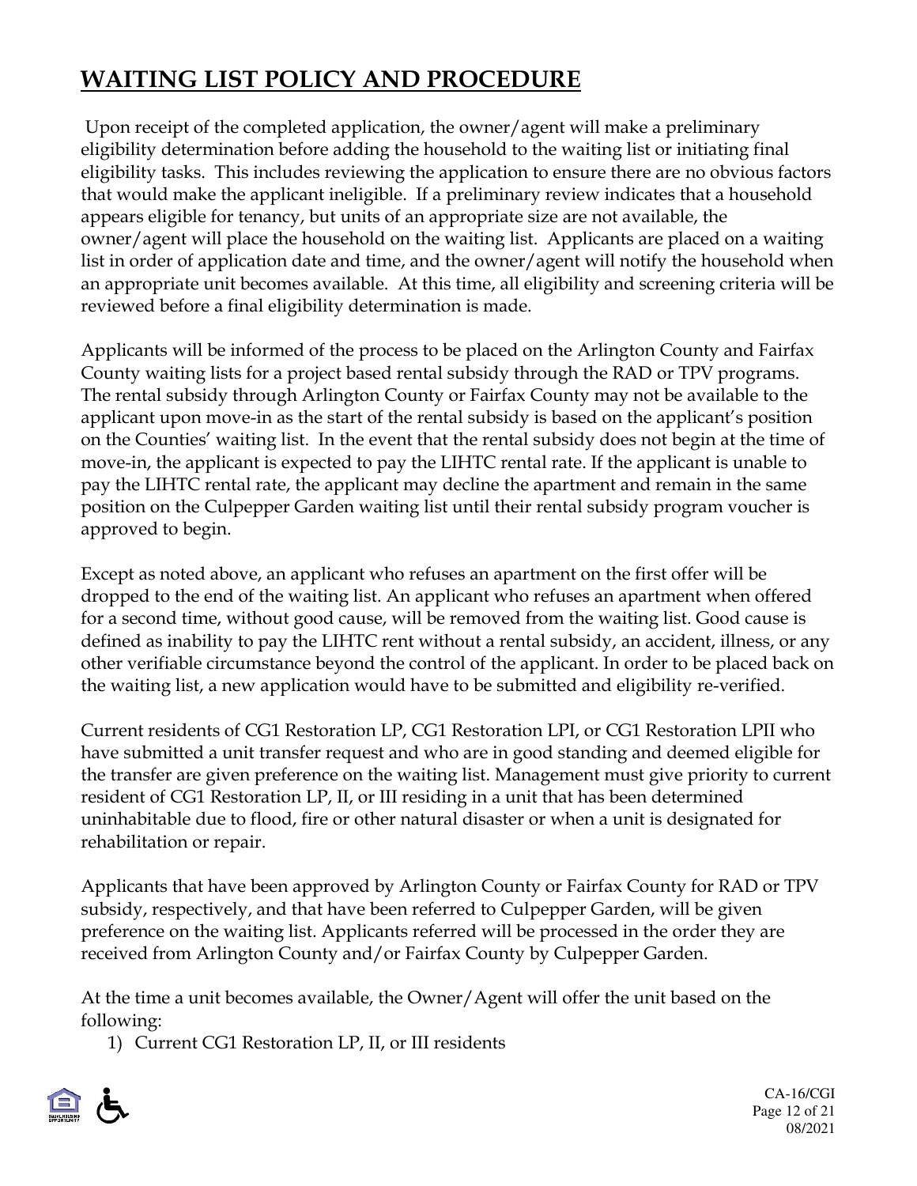# WAITING LIST POLICY AND PROCEDURE

Upon receipt of the completed application, the owner/agent will make a preliminary eligibility determination before adding the household to the waiting list or initiating final eligibility tasks. This includes reviewing the application to ensure there are no obvious factors that would make the applicant ineligible. If a preliminary review indicates that a household appears eligible for tenancy, but units of an appropriate size are not available, the owner/agent will place the household on the waiting list. Applicants are placed on a waiting list in order of application date and time, and the owner/agent will notify the household when an appropriate unit becomes available. At this time, all eligibility and screening criteria will be reviewed before a final eligibility determination is made.

Applicants will be informed of the process to be placed on the Arlington County and Fairfax County waiting lists for a project based rental subsidy through the RAD or TPV programs. The rental subsidy through Arlington County or Fairfax County may not be available to the applicant upon move-in as the start of the rental subsidy is based on the applicant's position on the Counties' waiting list. In the event that the rental subsidy does not begin at the time of move-in, the applicant is expected to pay the LIHTC rental rate. If the applicant is unable to pay the LIHTC rental rate, the applicant may decline the apartment and remain in the same position on the Culpepper Garden waiting list until their rental subsidy program voucher is approved to begin.

Except as noted above, an applicant who refuses an apartment on the first offer will be dropped to the end of the waiting list. An applicant who refuses an apartment when offered for a second time, without good cause, will be removed from the waiting list. Good cause is defined as inability to pay the LIHTC rent without a rental subsidy, an accident, illness, or any other verifiable circumstance beyond the control of the applicant. In order to be placed back on the waiting list, a new application would have to be submitted and eligibility re-verified.

Current residents of CG1 Restoration LP, CG1 Restoration LPI, or CG1 Restoration LPII who have submitted a unit transfer request and who are in good standing and deemed eligible for the transfer are given preference on the waiting list. Management must give priority to current resident of CG1 Restoration LP, II, or III residing in a unit that has been determined uninhabitable due to flood, fire or other natural disaster or when a unit is designated for rehabilitation or repair.

Applicants that have been approved by Arlington County or Fairfax County for RAD or TPV subsidy, respectively, and that have been referred to Culpepper Garden, will be given preference on the waiting list. Applicants referred will be processed in the order they are received from Arlington County and/or Fairfax County by Culpepper Garden.

At the time a unit becomes available, the Owner/Agent will offer the unit based on the following:

1) Current CG1 Restoration LP, II, or III residents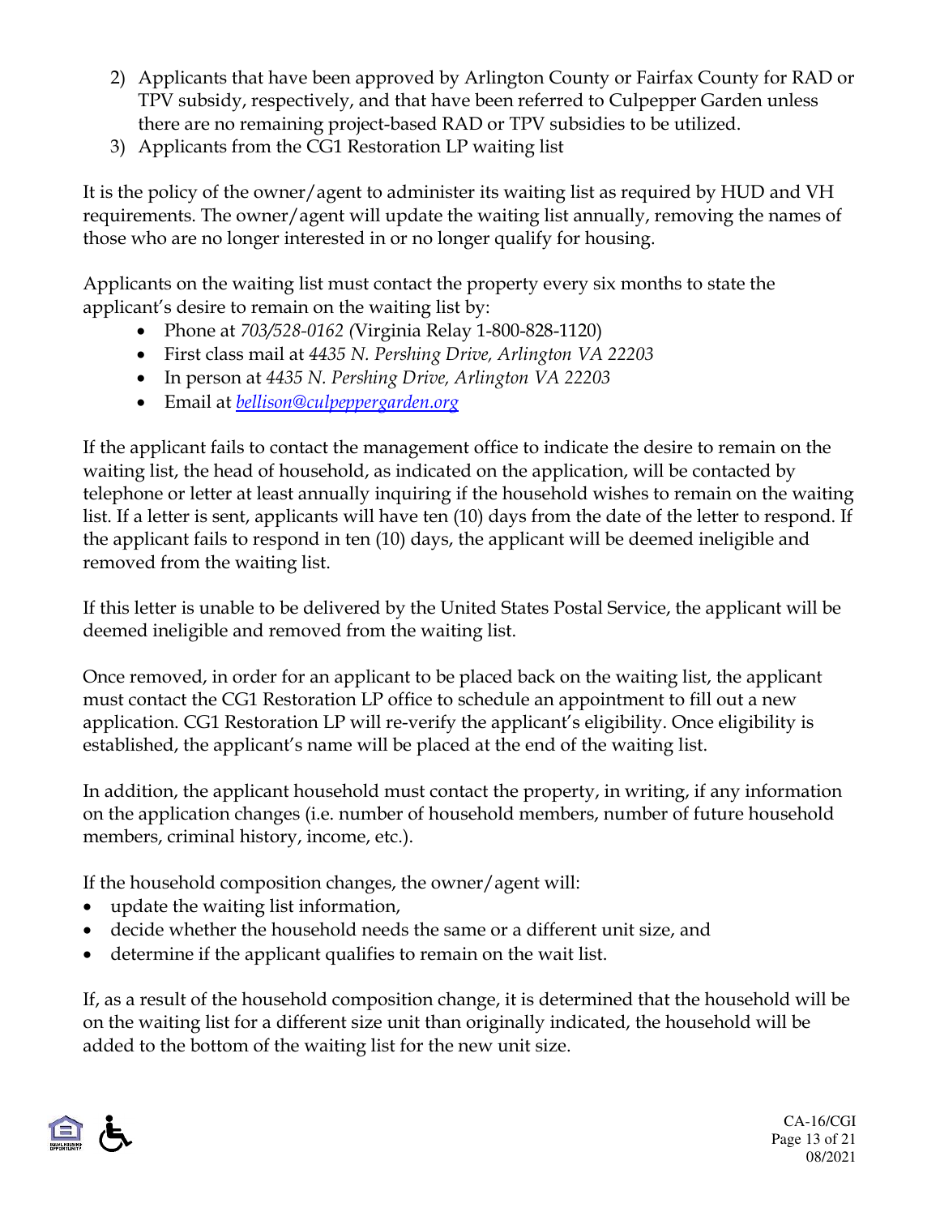2) Applicants that have been approved by Arlington County or Fairfax County for RAD or TPV subsidy, respectively, and that have been referred to Culpepper Garden unless there are no remaining project-based RAD or TPV subsidies to be utilized.
3) Applicants from the CG1 Restoration LP waiting list

It is the policy of the owner/agent to administer its waiting list as required by HUD and VH requirements. The owner/agent will update the waiting list annually, removing the names of those who are no longer interested in or no longer qualify for housing.

Applicants on the waiting list must contact the property every six months to state the applicant's desire to remain on the waiting list by:

- Phone at *703/528-0162 (*Virginia Relay 1-800-828-1120)
- First class mail at *4435 N. Pershing Drive, Arlington VA 22203*
- In person at *4435 N. Pershing Drive, Arlington VA 22203*
- Email at *bellison@culpeppergarden.org*

If the applicant fails to contact the management office to indicate the desire to remain on the waiting list, the head of household, as indicated on the application, will be contacted by telephone or letter at least annually inquiring if the household wishes to remain on the waiting list. If a letter is sent, applicants will have ten (10) days from the date of the letter to respond. If the applicant fails to respond in ten (10) days, the applicant will be deemed ineligible and removed from the waiting list.

If this letter is unable to be delivered by the United States Postal Service, the applicant will be deemed ineligible and removed from the waiting list.

Once removed, in order for an applicant to be placed back on the waiting list, the applicant must contact the CG1 Restoration LP office to schedule an appointment to fill out a new application. CG1 Restoration LP will re-verify the applicant's eligibility. Once eligibility is established, the applicant's name will be placed at the end of the waiting list.

In addition, the applicant household must contact the property, in writing, if any information on the application changes (i.e. number of household members, number of future household members, criminal history, income, etc.).

If the household composition changes, the owner/agent will:

- update the waiting list information,
- decide whether the household needs the same or a different unit size, and
- determine if the applicant qualifies to remain on the wait list.

If, as a result of the household composition change, it is determined that the household will be on the waiting list for a different size unit than originally indicated, the household will be added to the bottom of the waiting list for the new unit size.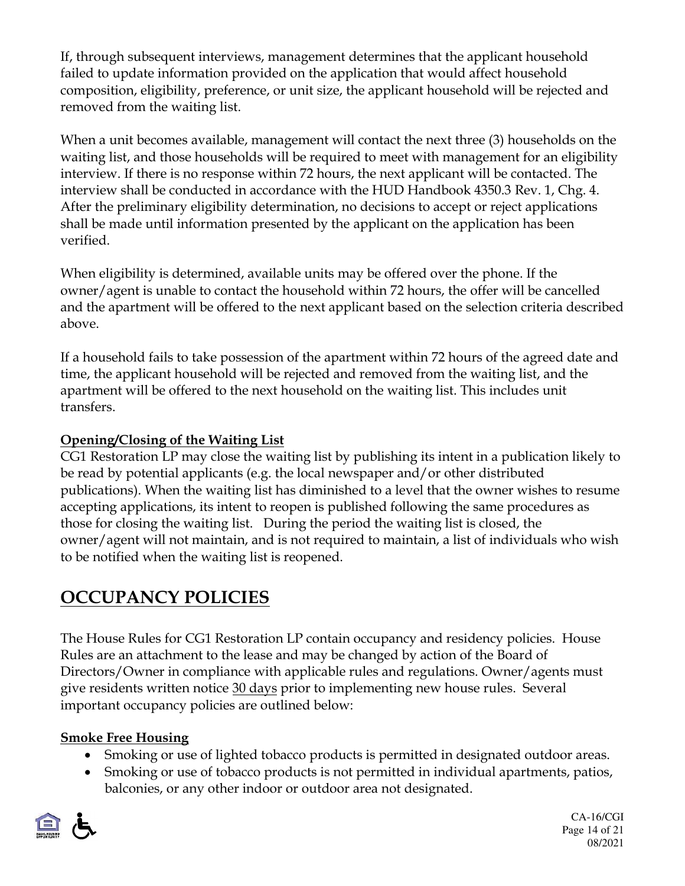If, through subsequent interviews, management determines that the applicant household failed to update information provided on the application that would affect household composition, eligibility, preference, or unit size, the applicant household will be rejected and removed from the waiting list.

When a unit becomes available, management will contact the next three (3) households on the waiting list, and those households will be required to meet with management for an eligibility interview. If there is no response within 72 hours, the next applicant will be contacted. The interview shall be conducted in accordance with the HUD Handbook 4350.3 Rev. 1, Chg. 4. After the preliminary eligibility determination, no decisions to accept or reject applications shall be made until information presented by the applicant on the application has been verified.

When eligibility is determined, available units may be offered over the phone. If the owner/agent is unable to contact the household within 72 hours, the offer will be cancelled and the apartment will be offered to the next applicant based on the selection criteria described above.

If a household fails to take possession of the apartment within 72 hours of the agreed date and time, the applicant household will be rejected and removed from the waiting list, and the apartment will be offered to the next household on the waiting list. This includes unit transfers.

### Opening/Closing of the Waiting List

CG1 Restoration LP may close the waiting list by publishing its intent in a publication likely to be read by potential applicants (e.g. the local newspaper and/or other distributed publications). When the waiting list has diminished to a level that the owner wishes to resume accepting applications, its intent to reopen is published following the same procedures as those for closing the waiting list. During the period the waiting list is closed, the owner/agent will not maintain, and is not required to maintain, a list of individuals who wish to be notified when the waiting list is reopened.

## OCCUPANCY POLICIES

The House Rules for CG1 Restoration LP contain occupancy and residency policies. House Rules are an attachment to the lease and may be changed by action of the Board of Directors/Owner in compliance with applicable rules and regulations. Owner/agents must give residents written notice 30 days prior to implementing new house rules. Several important occupancy policies are outlined below:

### Smoke Free Housing

- Smoking or use of lighted tobacco products is permitted in designated outdoor areas.
- Smoking or use of tobacco products is not permitted in individual apartments, patios, balconies, or any other indoor or outdoor area not designated.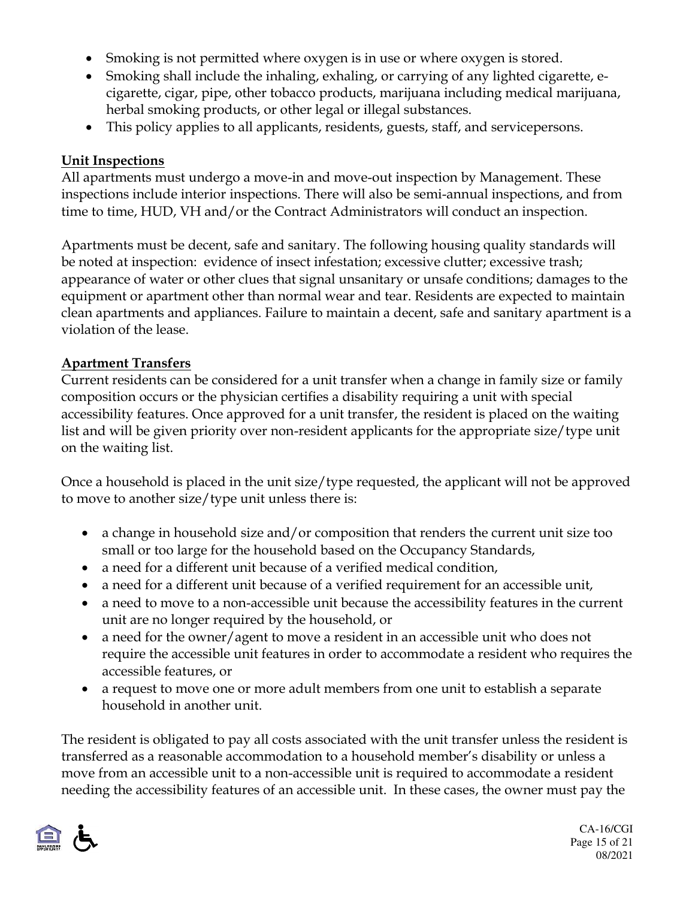- Smoking is not permitted where oxygen is in use or where oxygen is stored.
- Smoking shall include the inhaling, exhaling, or carrying of any lighted cigarette, e-cigarette, cigar, pipe, other tobacco products, marijuana including medical marijuana, herbal smoking products, or other legal or illegal substances.
- This policy applies to all applicants, residents, guests, staff, and servicepersons.

**Unit Inspections**

All apartments must undergo a move-in and move-out inspection by Management. These inspections include interior inspections. There will also be semi-annual inspections, and from time to time, HUD, VH and/or the Contract Administrators will conduct an inspection.

Apartments must be decent, safe and sanitary. The following housing quality standards will be noted at inspection: evidence of insect infestation; excessive clutter; excessive trash; appearance of water or other clues that signal unsanitary or unsafe conditions; damages to the equipment or apartment other than normal wear and tear. Residents are expected to maintain clean apartments and appliances. Failure to maintain a decent, safe and sanitary apartment is a violation of the lease.

**Apartment Transfers**

Current residents can be considered for a unit transfer when a change in family size or family composition occurs or the physician certifies a disability requiring a unit with special accessibility features. Once approved for a unit transfer, the resident is placed on the waiting list and will be given priority over non-resident applicants for the appropriate size/type unit on the waiting list.

Once a household is placed in the unit size/type requested, the applicant will not be approved to move to another size/type unit unless there is:

- a change in household size and/or composition that renders the current unit size too small or too large for the household based on the Occupancy Standards,
- a need for a different unit because of a verified medical condition,
- a need for a different unit because of a verified requirement for an accessible unit,
- a need to move to a non-accessible unit because the accessibility features in the current unit are no longer required by the household, or
- a need for the owner/agent to move a resident in an accessible unit who does not require the accessible unit features in order to accommodate a resident who requires the accessible features, or
- a request to move one or more adult members from one unit to establish a separate household in another unit.

The resident is obligated to pay all costs associated with the unit transfer unless the resident is transferred as a reasonable accommodation to a household member's disability or unless a move from an accessible unit to a non-accessible unit is required to accommodate a resident needing the accessibility features of an accessible unit. In these cases, the owner must pay the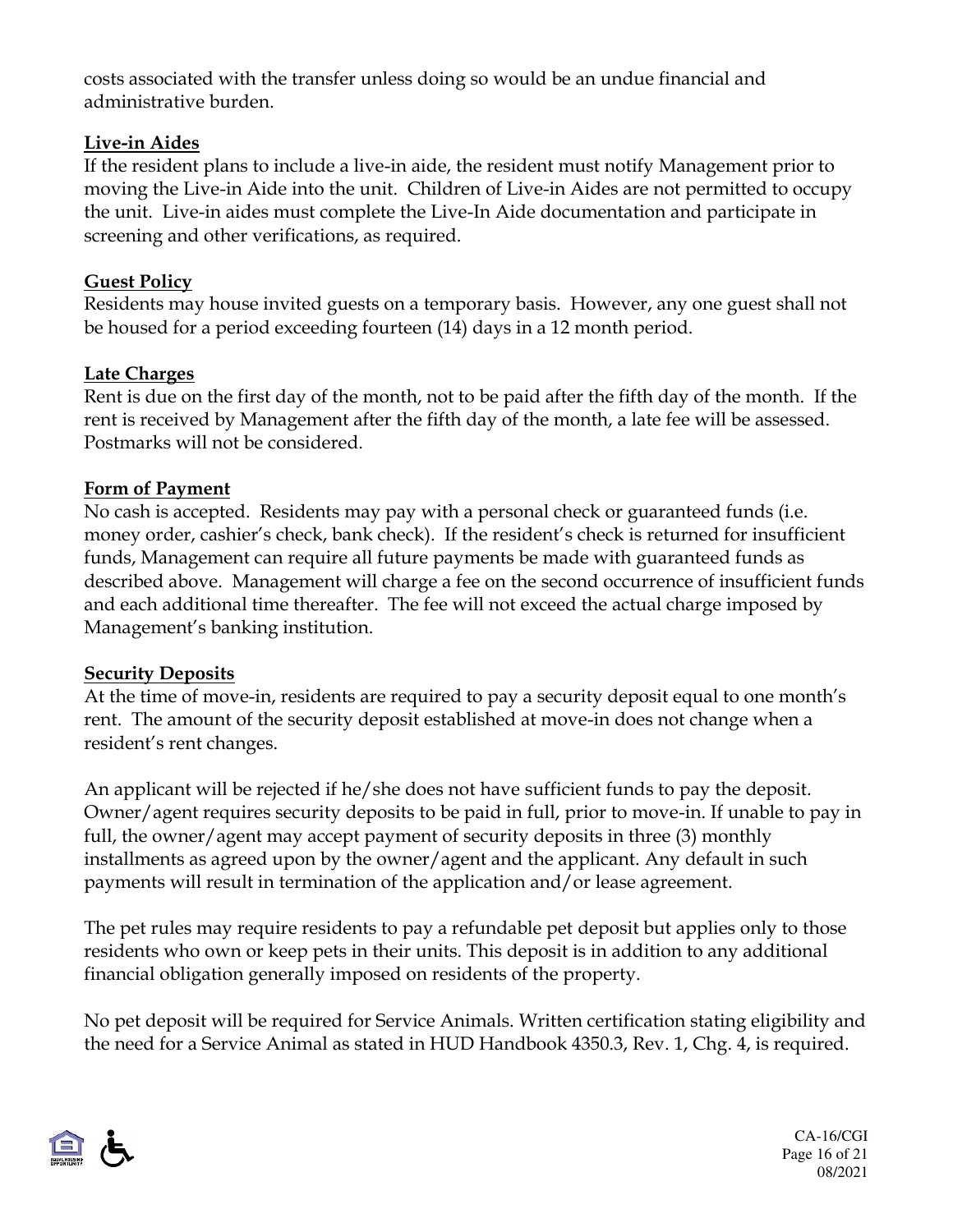costs associated with the transfer unless doing so would be an undue financial and administrative burden.

### Live-in Aides

If the resident plans to include a live-in aide, the resident must notify Management prior to moving the Live-in Aide into the unit. Children of Live-in Aides are not permitted to occupy the unit. Live-in aides must complete the Live-In Aide documentation and participate in screening and other verifications, as required.

### Guest Policy

Residents may house invited guests on a temporary basis. However, any one guest shall not be housed for a period exceeding fourteen (14) days in a 12 month period.

### Late Charges

Rent is due on the first day of the month, not to be paid after the fifth day of the month. If the rent is received by Management after the fifth day of the month, a late fee will be assessed. Postmarks will not be considered.

### Form of Payment

No cash is accepted. Residents may pay with a personal check or guaranteed funds (i.e. money order, cashier's check, bank check). If the resident's check is returned for insufficient funds, Management can require all future payments be made with guaranteed funds as described above. Management will charge a fee on the second occurrence of insufficient funds and each additional time thereafter. The fee will not exceed the actual charge imposed by Management's banking institution.

### Security Deposits

At the time of move-in, residents are required to pay a security deposit equal to one month's rent. The amount of the security deposit established at move-in does not change when a resident's rent changes.

An applicant will be rejected if he/she does not have sufficient funds to pay the deposit. Owner/agent requires security deposits to be paid in full, prior to move-in. If unable to pay in full, the owner/agent may accept payment of security deposits in three (3) monthly installments as agreed upon by the owner/agent and the applicant. Any default in such payments will result in termination of the application and/or lease agreement.

The pet rules may require residents to pay a refundable pet deposit but applies only to those residents who own or keep pets in their units. This deposit is in addition to any additional financial obligation generally imposed on residents of the property.

No pet deposit will be required for Service Animals. Written certification stating eligibility and the need for a Service Animal as stated in HUD Handbook 4350.3, Rev. 1, Chg. 4, is required.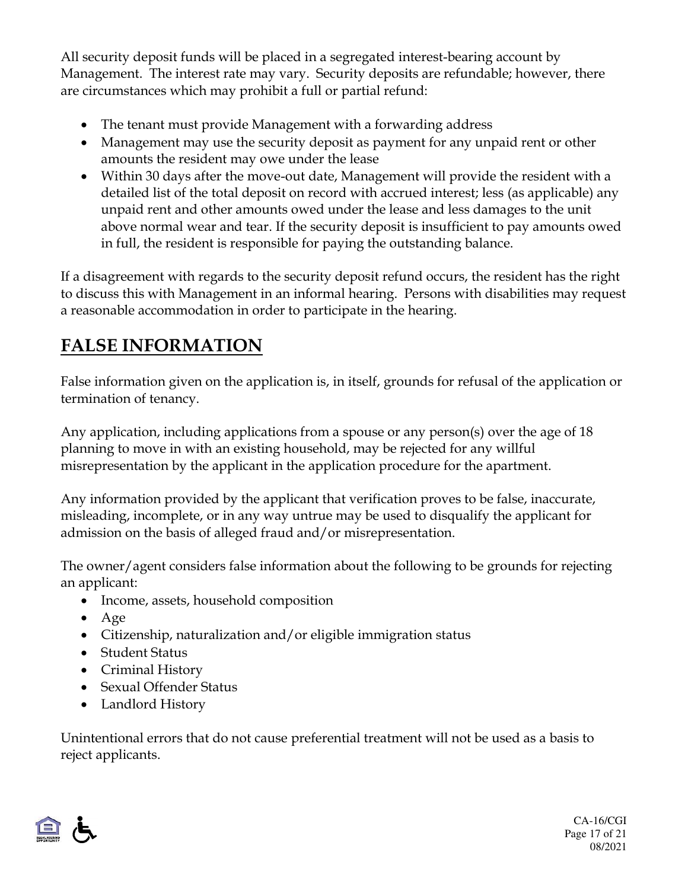All security deposit funds will be placed in a segregated interest-bearing account by Management. The interest rate may vary. Security deposits are refundable; however, there are circumstances which may prohibit a full or partial refund:

- The tenant must provide Management with a forwarding address
- Management may use the security deposit as payment for any unpaid rent or other amounts the resident may owe under the lease
- Within 30 days after the move-out date, Management will provide the resident with a detailed list of the total deposit on record with accrued interest; less (as applicable) any unpaid rent and other amounts owed under the lease and less damages to the unit above normal wear and tear. If the security deposit is insufficient to pay amounts owed in full, the resident is responsible for paying the outstanding balance.

If a disagreement with regards to the security deposit refund occurs, the resident has the right to discuss this with Management in an informal hearing. Persons with disabilities may request a reasonable accommodation in order to participate in the hearing.

## FALSE INFORMATION

False information given on the application is, in itself, grounds for refusal of the application or termination of tenancy.

Any application, including applications from a spouse or any person(s) over the age of 18 planning to move in with an existing household, may be rejected for any willful misrepresentation by the applicant in the application procedure for the apartment.

Any information provided by the applicant that verification proves to be false, inaccurate, misleading, incomplete, or in any way untrue may be used to disqualify the applicant for admission on the basis of alleged fraud and/or misrepresentation.

The owner/agent considers false information about the following to be grounds for rejecting an applicant:

- Income, assets, household composition
- Age
- Citizenship, naturalization and/or eligible immigration status
- Student Status
- Criminal History
- Sexual Offender Status
- Landlord History

Unintentional errors that do not cause preferential treatment will not be used as a basis to reject applicants.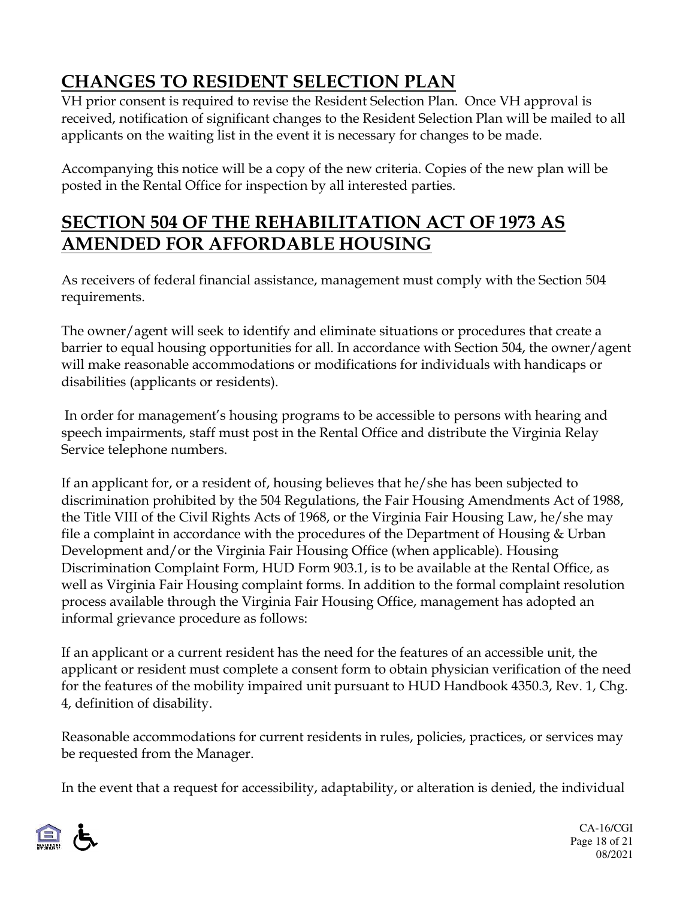## CHANGES TO RESIDENT SELECTION PLAN

VH prior consent is required to revise the Resident Selection Plan. Once VH approval is received, notification of significant changes to the Resident Selection Plan will be mailed to all applicants on the waiting list in the event it is necessary for changes to be made.

Accompanying this notice will be a copy of the new criteria. Copies of the new plan will be posted in the Rental Office for inspection by all interested parties.

## SECTION 504 OF THE REHABILITATION ACT OF 1973 AS AMENDED FOR AFFORDABLE HOUSING

As receivers of federal financial assistance, management must comply with the Section 504 requirements.

The owner/agent will seek to identify and eliminate situations or procedures that create a barrier to equal housing opportunities for all. In accordance with Section 504, the owner/agent will make reasonable accommodations or modifications for individuals with handicaps or disabilities (applicants or residents).

In order for management's housing programs to be accessible to persons with hearing and speech impairments, staff must post in the Rental Office and distribute the Virginia Relay Service telephone numbers.

If an applicant for, or a resident of, housing believes that he/she has been subjected to discrimination prohibited by the 504 Regulations, the Fair Housing Amendments Act of 1988, the Title VIII of the Civil Rights Acts of 1968, or the Virginia Fair Housing Law, he/she may file a complaint in accordance with the procedures of the Department of Housing & Urban Development and/or the Virginia Fair Housing Office (when applicable). Housing Discrimination Complaint Form, HUD Form 903.1, is to be available at the Rental Office, as well as Virginia Fair Housing complaint forms. In addition to the formal complaint resolution process available through the Virginia Fair Housing Office, management has adopted an informal grievance procedure as follows:

If an applicant or a current resident has the need for the features of an accessible unit, the applicant or resident must complete a consent form to obtain physician verification of the need for the features of the mobility impaired unit pursuant to HUD Handbook 4350.3, Rev. 1, Chg. 4, definition of disability.

Reasonable accommodations for current residents in rules, policies, practices, or services may be requested from the Manager.

In the event that a request for accessibility, adaptability, or alteration is denied, the individual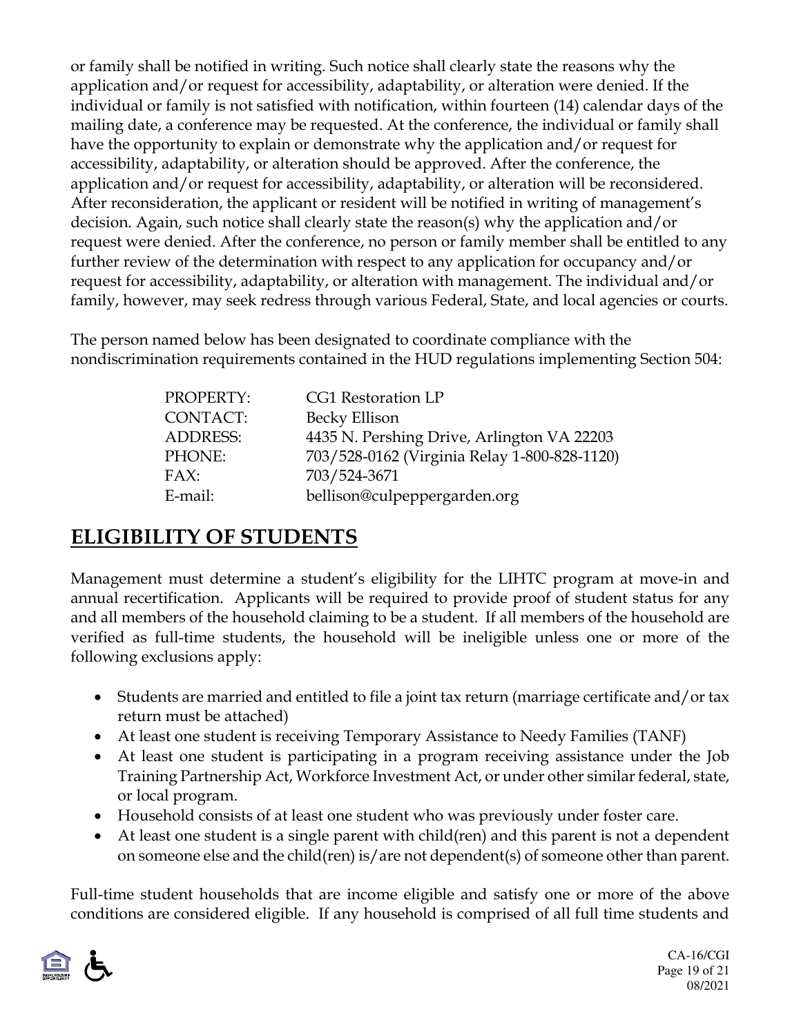or family shall be notified in writing. Such notice shall clearly state the reasons why the application and/or request for accessibility, adaptability, or alteration were denied. If the individual or family is not satisfied with notification, within fourteen (14) calendar days of the mailing date, a conference may be requested. At the conference, the individual or family shall have the opportunity to explain or demonstrate why the application and/or request for accessibility, adaptability, or alteration should be approved. After the conference, the application and/or request for accessibility, adaptability, or alteration will be reconsidered. After reconsideration, the applicant or resident will be notified in writing of management's decision. Again, such notice shall clearly state the reason(s) why the application and/or request were denied. After the conference, no person or family member shall be entitled to any further review of the determination with respect to any application for occupancy and/or request for accessibility, adaptability, or alteration with management. The individual and/or family, however, may seek redress through various Federal, State, and local agencies or courts.

The person named below has been designated to coordinate compliance with the nondiscrimination requirements contained in the HUD regulations implementing Section 504:

| | |
|---|---|
| PROPERTY: | CG1 Restoration LP |
| CONTACT: | Becky Ellison |
| ADDRESS: | 4435 N. Pershing Drive, Arlington VA 22203 |
| PHONE: | 703/528-0162 (Virginia Relay 1-800-828-1120) |
| FAX: | 703/524-3671 |
| E-mail: | bellison@culpeppergarden.org |

## ELIGIBILITY OF STUDENTS

Management must determine a student's eligibility for the LIHTC program at move-in and annual recertification. Applicants will be required to provide proof of student status for any and all members of the household claiming to be a student. If all members of the household are verified as full-time students, the household will be ineligible unless one or more of the following exclusions apply:

- Students are married and entitled to file a joint tax return (marriage certificate and/or tax return must be attached)
- At least one student is receiving Temporary Assistance to Needy Families (TANF)
- At least one student is participating in a program receiving assistance under the Job Training Partnership Act, Workforce Investment Act, or under other similar federal, state, or local program.
- Household consists of at least one student who was previously under foster care.
- At least one student is a single parent with child(ren) and this parent is not a dependent on someone else and the child(ren) is/are not dependent(s) of someone other than parent.

Full-time student households that are income eligible and satisfy one or more of the above conditions are considered eligible. If any household is comprised of all full time students and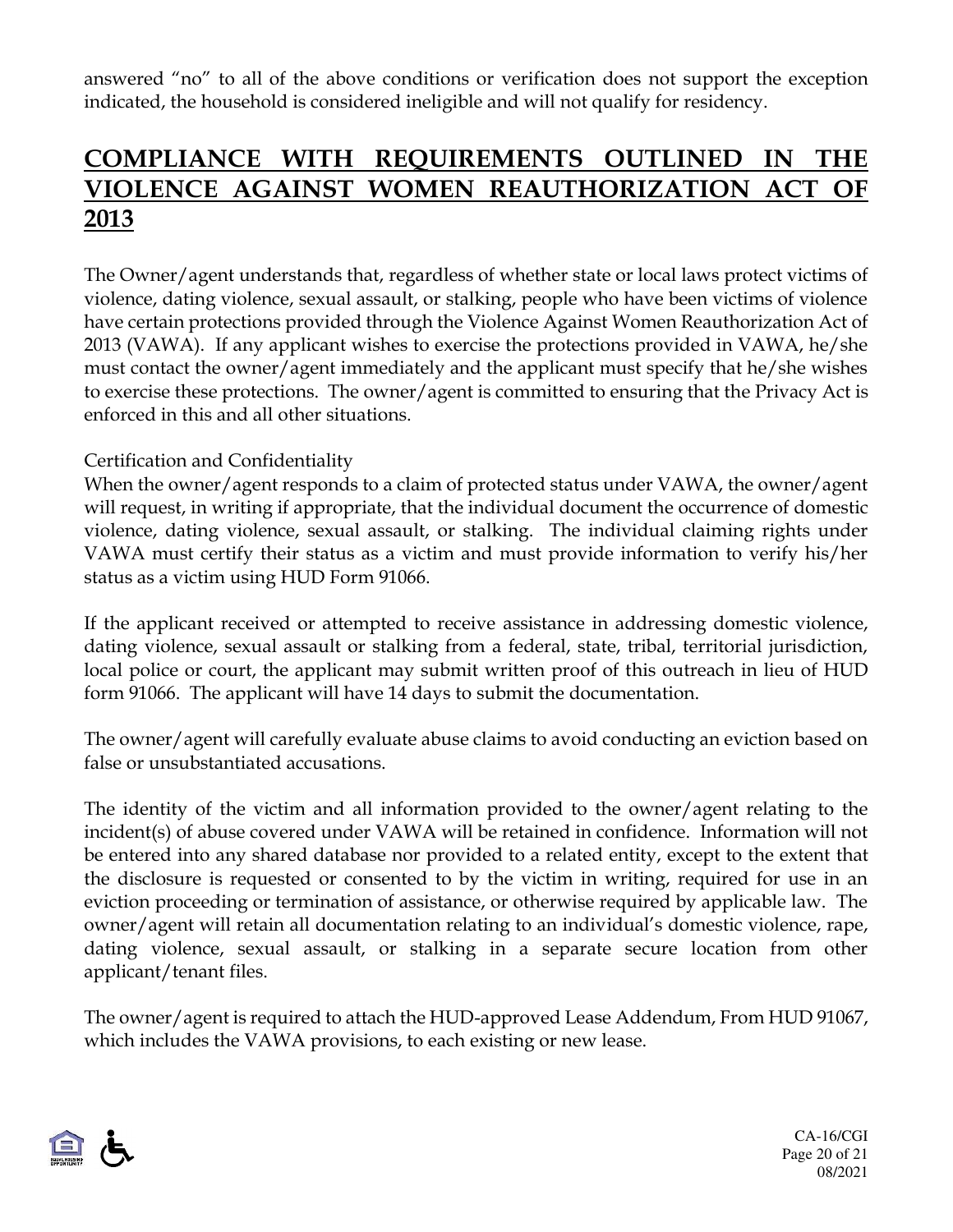answered "no" to all of the above conditions or verification does not support the exception indicated, the household is considered ineligible and will not qualify for residency.

## COMPLIANCE WITH REQUIREMENTS OUTLINED IN THE VIOLENCE AGAINST WOMEN REAUTHORIZATION ACT OF 2013

The Owner/agent understands that, regardless of whether state or local laws protect victims of violence, dating violence, sexual assault, or stalking, people who have been victims of violence have certain protections provided through the Violence Against Women Reauthorization Act of 2013 (VAWA). If any applicant wishes to exercise the protections provided in VAWA, he/she must contact the owner/agent immediately and the applicant must specify that he/she wishes to exercise these protections. The owner/agent is committed to ensuring that the Privacy Act is enforced in this and all other situations.

Certification and Confidentiality

When the owner/agent responds to a claim of protected status under VAWA, the owner/agent will request, in writing if appropriate, that the individual document the occurrence of domestic violence, dating violence, sexual assault, or stalking. The individual claiming rights under VAWA must certify their status as a victim and must provide information to verify his/her status as a victim using HUD Form 91066.

If the applicant received or attempted to receive assistance in addressing domestic violence, dating violence, sexual assault or stalking from a federal, state, tribal, territorial jurisdiction, local police or court, the applicant may submit written proof of this outreach in lieu of HUD form 91066. The applicant will have 14 days to submit the documentation.

The owner/agent will carefully evaluate abuse claims to avoid conducting an eviction based on false or unsubstantiated accusations.

The identity of the victim and all information provided to the owner/agent relating to the incident(s) of abuse covered under VAWA will be retained in confidence. Information will not be entered into any shared database nor provided to a related entity, except to the extent that the disclosure is requested or consented to by the victim in writing, required for use in an eviction proceeding or termination of assistance, or otherwise required by applicable law. The owner/agent will retain all documentation relating to an individual's domestic violence, rape, dating violence, sexual assault, or stalking in a separate secure location from other applicant/tenant files.

The owner/agent is required to attach the HUD-approved Lease Addendum, From HUD 91067, which includes the VAWA provisions, to each existing or new lease.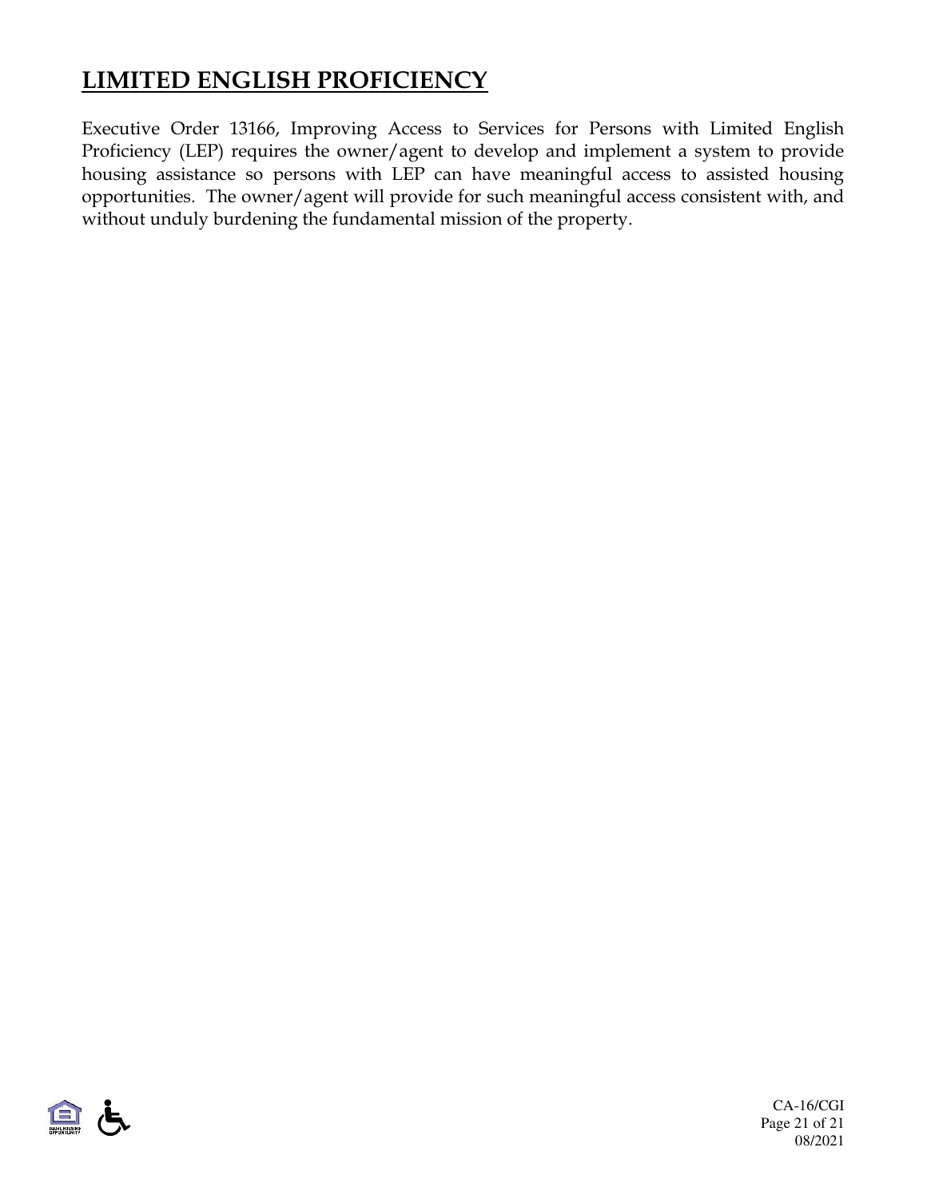# LIMITED ENGLISH PROFICIENCY

Executive Order 13166, Improving Access to Services for Persons with Limited English Proficiency (LEP) requires the owner/agent to develop and implement a system to provide housing assistance so persons with LEP can have meaningful access to assisted housing opportunities. The owner/agent will provide for such meaningful access consistent with, and without unduly burdening the fundamental mission of the property.